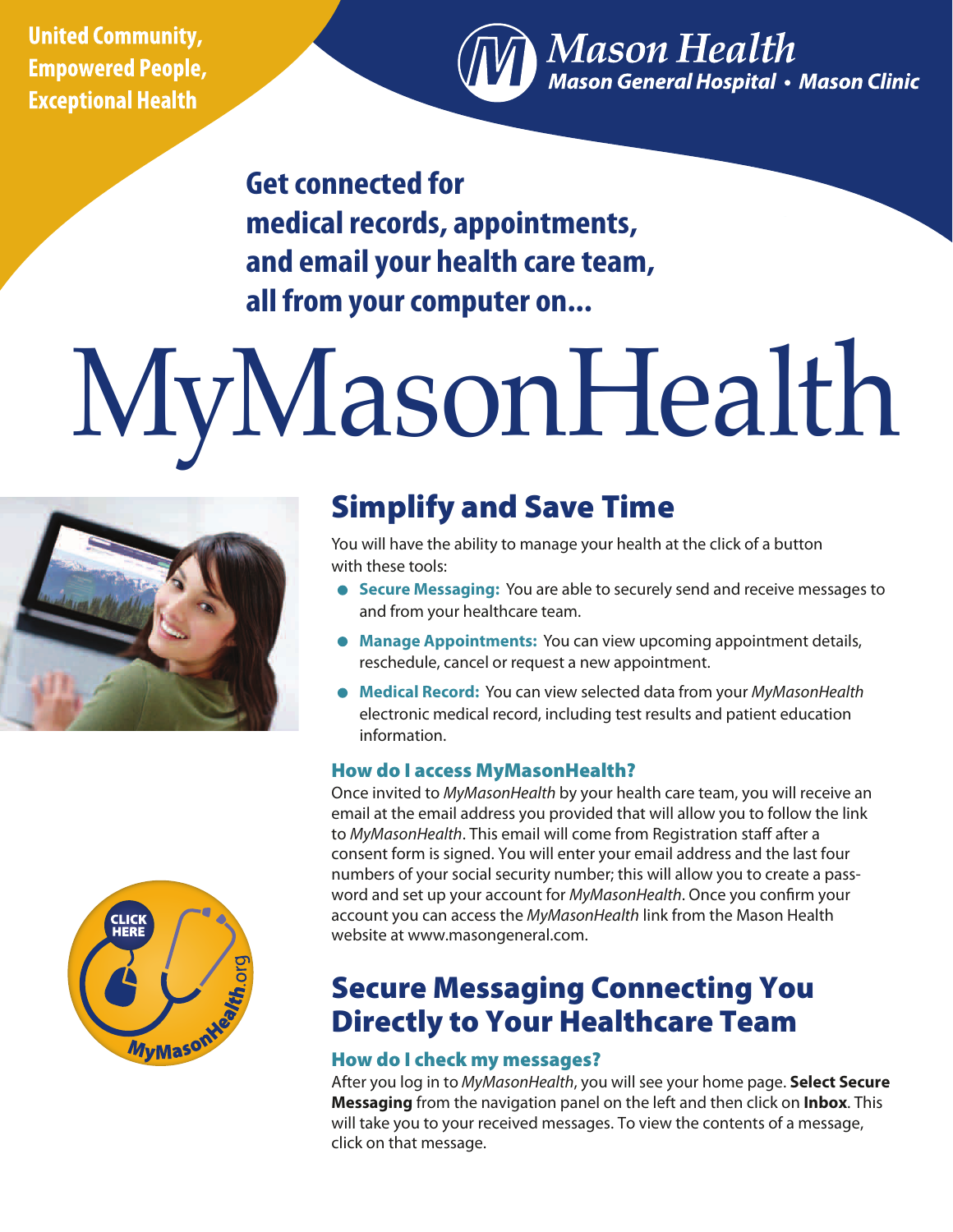United Community, Empowered People, Exceptional Health

Mason Health
Mason General Hospital • Mason Clinic

## Get connected for medical records, appointments, and email your health care team, all from your computer on...

# MyMasonHealth

## Simplify and Save Time

You will have the ability to manage your health at the click of a button with these tools:

- **Secure Messaging:** You are able to securely send and receive messages to and from your healthcare team.
- **Manage Appointments:** You can view upcoming appointment details, reschedule, cancel or request a new appointment.
- **Medical Record:** You can view selected data from your *MyMasonHealth* electronic medical record, including test results and patient education information.

### How do I access MyMasonHealth?

Once invited to *MyMasonHealth* by your health care team, you will receive an email at the email address you provided that will allow you to follow the link to *MyMasonHealth*. This email will come from Registration staff after a consent form is signed. You will enter your email address and the last four numbers of your social security number; this will allow you to create a password and set up your account for *MyMasonHealth*. Once you confirm your account you can access the *MyMasonHealth* link from the Mason Health website at www.masongeneral.com.

CLICK HERE
MyMasonHealth.org

## Secure Messaging Connecting You Directly to Your Healthcare Team

### How do I check my messages?

After you log in to *MyMasonHealth*, you will see your home page. **Select Secure Messaging** from the navigation panel on the left and then click on **Inbox**. This will take you to your received messages. To view the contents of a message, click on that message.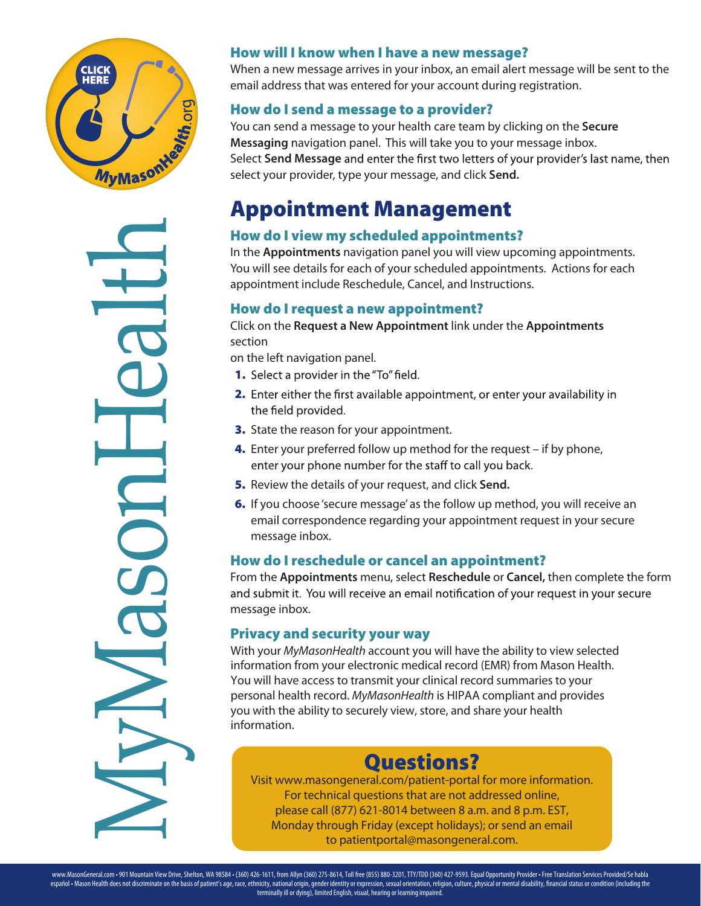### How will I know when I have a new message?

When a new message arrives in your inbox, an email alert message will be sent to the email address that was entered for your account during registration.

### How do I send a message to a provider?

You can send a message to your health care team by clicking on the **Secure Messaging** navigation panel. This will take you to your message inbox. Select **Send Message** and enter the first two letters of your provider's last name, then select your provider, type your message, and click **Send.**

## Appointment Management

### How do I view my scheduled appointments?

In the **Appointments** navigation panel you will view upcoming appointments. You will see details for each of your scheduled appointments. Actions for each appointment include Reschedule, Cancel, and Instructions.

### How do I request a new appointment?

Click on the **Request a New Appointment** link under the **Appointments** section on the left navigation panel.

1. Select a provider in the "To" field.
2. Enter either the first available appointment, or enter your availability in the field provided.
3. State the reason for your appointment.
4. Enter your preferred follow up method for the request – if by phone, enter your phone number for the staff to call you back.
5. Review the details of your request, and click **Send.**
6. If you choose 'secure message' as the follow up method, you will receive an email correspondence regarding your appointment request in your secure message inbox.

### How do I reschedule or cancel an appointment?

From the **Appointments** menu, select **Reschedule** or **Cancel,** then complete the form and submit it. You will receive an email notification of your request in your secure message inbox.

### Privacy and security your way

With your *MyMasonHealth* account you will have the ability to view selected information from your electronic medical record (EMR) from Mason Health. You will have access to transmit your clinical record summaries to your personal health record. *MyMasonHealth* is HIPAA compliant and provides you with the ability to securely view, store, and share your health information.

## Questions?

Visit www.masongeneral.com/patient-portal for more information. For technical questions that are not addressed online, please call (877) 621-8014 between 8 a.m. and 8 p.m. EST, Monday through Friday (except holidays); or send an email to patientportal@masongeneral.com.

www.MasonGeneral.com • 901 Mountain View Drive, Shelton, WA 98584 • (360) 426-1611, from Allyn (360) 275-8614, Toll free (855) 880-3201, TTY/TDD (360) 427-9593. Equal Opportunity Provider • Free Translation Services Provided/Se habla español • Mason Health does not discriminate on the basis of patient's age, race, ethnicity, national origin, gender identity or expression, sexual orientation, religion, culture, physical or mental disability, financial status or condition (including the terminally ill or dying), limited English, visual, hearing or learning impaired.